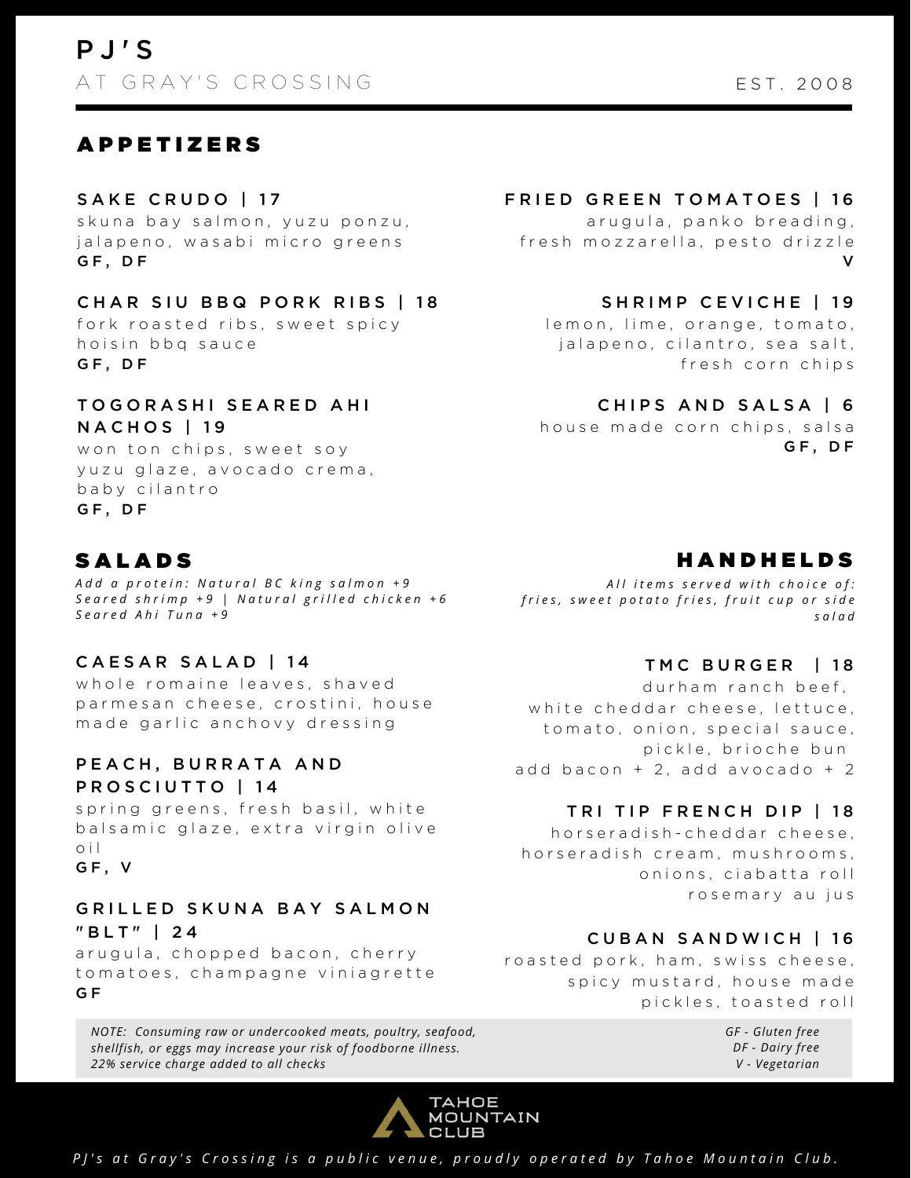# PJ'S

AT GRAY'S CROSSING

EST. 2008

## APPETIZERS

### SAKE CRUDO | 17

skuna bay salmon, yuzu ponzu, jalapeno, wasabi micro greens

**GF, DF**

### CHAR SIU BBQ PORK RIBS | 18

fork roasted ribs, sweet spicy hoisin bbq sauce

**GF, DF**

### TOGORASHI SEARED AHI NACHOS | 19

won ton chips, sweet soy yuzu glaze, avocado crema, baby cilantro

**GF, DF**

### FRIED GREEN TOMATOES | 16

arugula, panko breading, fresh mozzarella, pesto drizzle

**V**

### SHRIMP CEVICHE | 19

lemon, lime, orange, tomato, jalapeno, cilantro, sea salt, fresh corn chips

### CHIPS AND SALSA | 6

house made corn chips, salsa

**GF, DF**

## SALADS

*Add a protein: Natural BC king salmon +9*
*Seared shrimp +9 | Natural grilled chicken +6*
*Seared Ahi Tuna +9*

### CAESAR SALAD | 14

whole romaine leaves, shaved parmesan cheese, crostini, house made garlic anchovy dressing

### PEACH, BURRATA AND PROSCIUTTO | 14

spring greens, fresh basil, white balsamic glaze, extra virgin olive oil

**GF, V**

### GRILLED SKUNA BAY SALMON "BLT" | 24

arugula, chopped bacon, cherry tomatoes, champagne viniagrette

**GF**

## HANDHELDS

*All items served with choice of: fries, sweet potato fries, fruit cup or side salad*

### TMC BURGER | 18

durham ranch beef, white cheddar cheese, lettuce, tomato, onion, special sauce, pickle, brioche bun

add bacon + 2, add avocado + 2

### TRI TIP FRENCH DIP | 18

horseradish-cheddar cheese, horseradish cream, mushrooms, onions, ciabatta roll rosemary au jus

### CUBAN SANDWICH | 16

roasted pork, ham, swiss cheese, spicy mustard, house made pickles, toasted roll

*NOTE: Consuming raw or undercooked meats, poultry, seafood, shellfish, or eggs may increase your risk of foodborne illness.*
*22% service charge added to all checks*

*GF - Gluten free*
*DF - Dairy free*
*V - Vegetarian*

TAHOE MOUNTAIN CLUB

*PJ's at Gray's Crossing is a public venue, proudly operated by Tahoe Mountain Club.*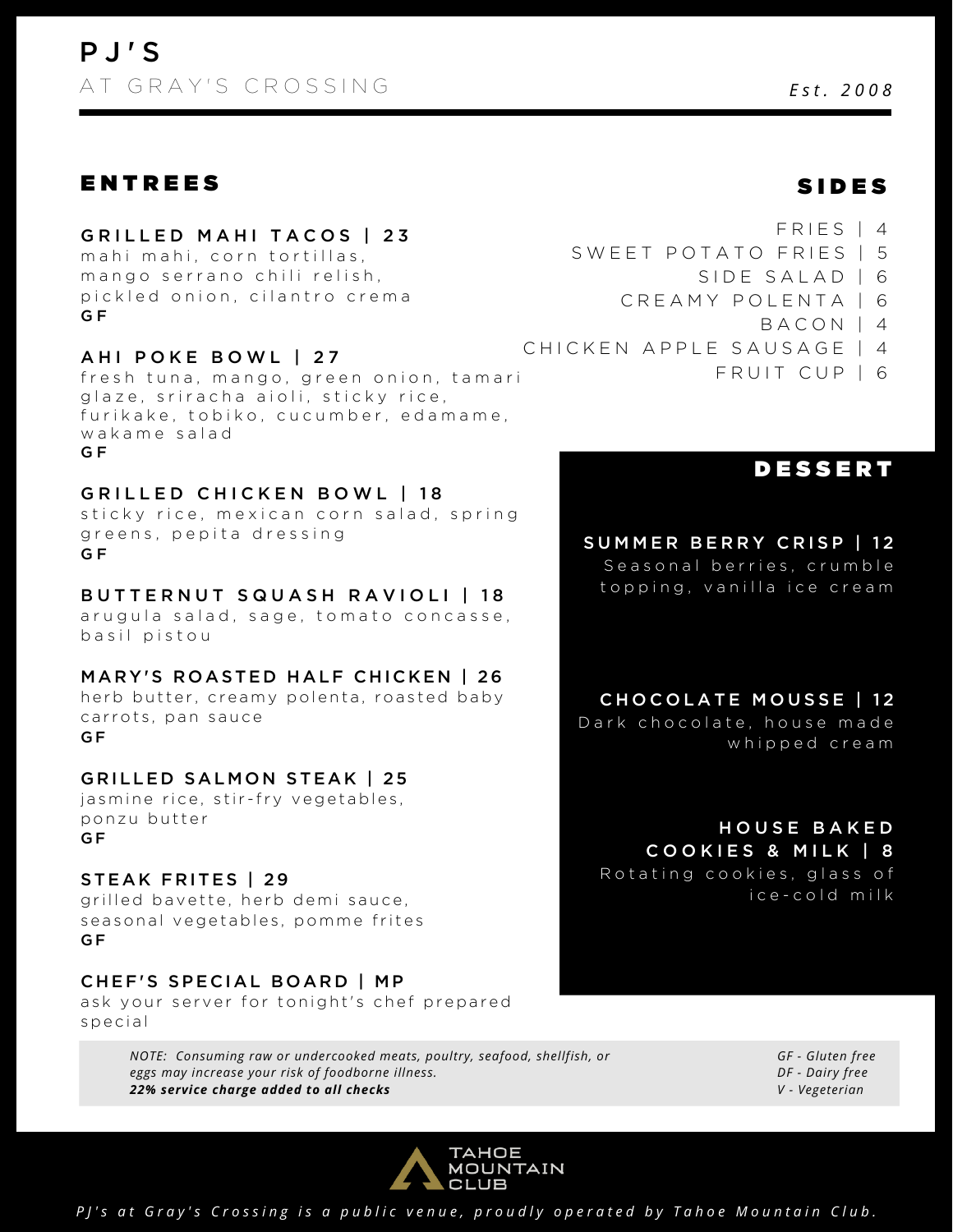# PJ'S

AT GRAY'S CROSSING

*Est. 2008*

## ENTREES

**GRILLED MAHI TACOS | 23**
mahi mahi, corn tortillas, mango serrano chili relish, pickled onion, cilantro crema
**GF**

**AHI POKE BOWL | 27**
fresh tuna, mango, green onion, tamari glaze, sriracha aioli, sticky rice, furikake, tobiko, cucumber, edamame, wakame salad
**GF**

**GRILLED CHICKEN BOWL | 18**
sticky rice, mexican corn salad, spring greens, pepita dressing
**GF**

**BUTTERNUT SQUASH RAVIOLI | 18**
arugula salad, sage, tomato concasse, basil pistou

**MARY'S ROASTED HALF CHICKEN | 26**
herb butter, creamy polenta, roasted baby carrots, pan sauce
**GF**

**GRILLED SALMON STEAK | 25**
jasmine rice, stir-fry vegetables, ponzu butter
**GF**

**STEAK FRITES | 29**
grilled bavette, herb demi sauce, seasonal vegetables, pomme frites
**GF**

**CHEF'S SPECIAL BOARD | MP**
ask your server for tonight's chef prepared special

## SIDES

FRIES | 4
SWEET POTATO FRIES | 5
SIDE SALAD | 6
CREAMY POLENTA | 6
BACON | 4
CHICKEN APPLE SAUSAGE | 4
FRUIT CUP | 6

## DESSERT

**SUMMER BERRY CRISP | 12**
Seasonal berries, crumble topping, vanilla ice cream

**CHOCOLATE MOUSSE | 12**
Dark chocolate, house made whipped cream

**HOUSE BAKED COOKIES & MILK | 8**
Rotating cookies, glass of ice-cold milk

*NOTE: Consuming raw or undercooked meats, poultry, seafood, shellfish, or eggs may increase your risk of foodborne illness.*
***22% service charge added to all checks***

*GF - Gluten free*
*DF - Dairy free*
*V - Vegeterian*

TAHOE MOUNTAIN CLUB

*PJ's at Gray's Crossing is a public venue, proudly operated by Tahoe Mountain Club.*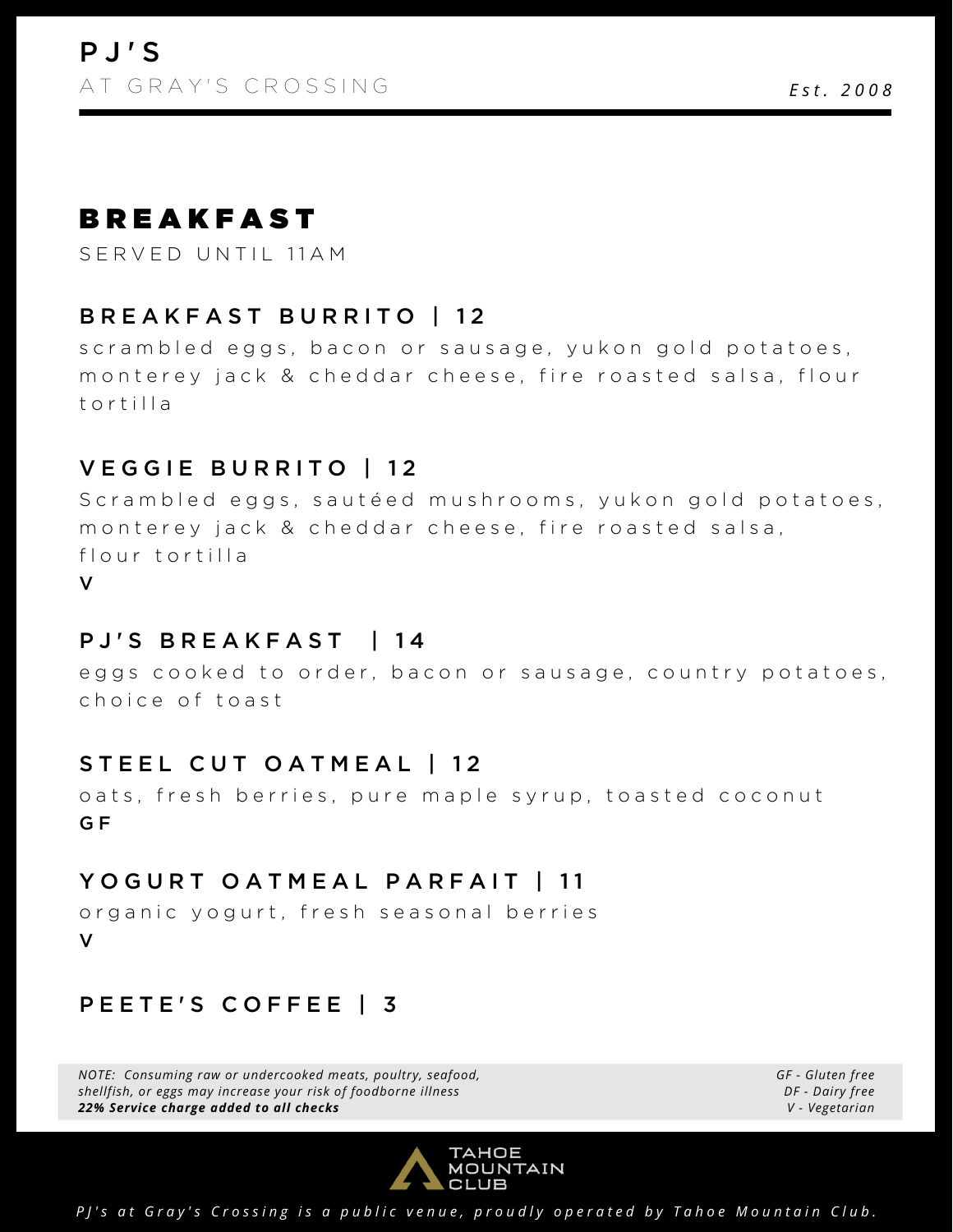# PJ'S
AT GRAY'S CROSSING

*Est. 2008*

## BREAKFAST
SERVED UNTIL 11AM

### BREAKFAST BURRITO | 12
scrambled eggs, bacon or sausage, yukon gold potatoes, monterey jack & cheddar cheese, fire roasted salsa, flour tortilla

### VEGGIE BURRITO | 12
Scrambled eggs, sautéed mushrooms, yukon gold potatoes, monterey jack & cheddar cheese, fire roasted salsa, flour tortilla
**V**

### PJ'S BREAKFAST | 14
eggs cooked to order, bacon or sausage, country potatoes, choice of toast

### STEEL CUT OATMEAL | 12
oats, fresh berries, pure maple syrup, toasted coconut
**GF**

### YOGURT OATMEAL PARFAIT | 11
organic yogurt, fresh seasonal berries
**V**

### PEETE'S COFFEE | 3

*NOTE: Consuming raw or undercooked meats, poultry, seafood, shellfish, or eggs may increase your risk of foodborne illness*
***22% Service charge added to all checks***

*GF - Gluten free*
*DF - Dairy free*
*V - Vegetarian*

TAHOE MOUNTAIN CLUB

*PJ's at Gray's Crossing is a public venue, proudly operated by Tahoe Mountain Club.*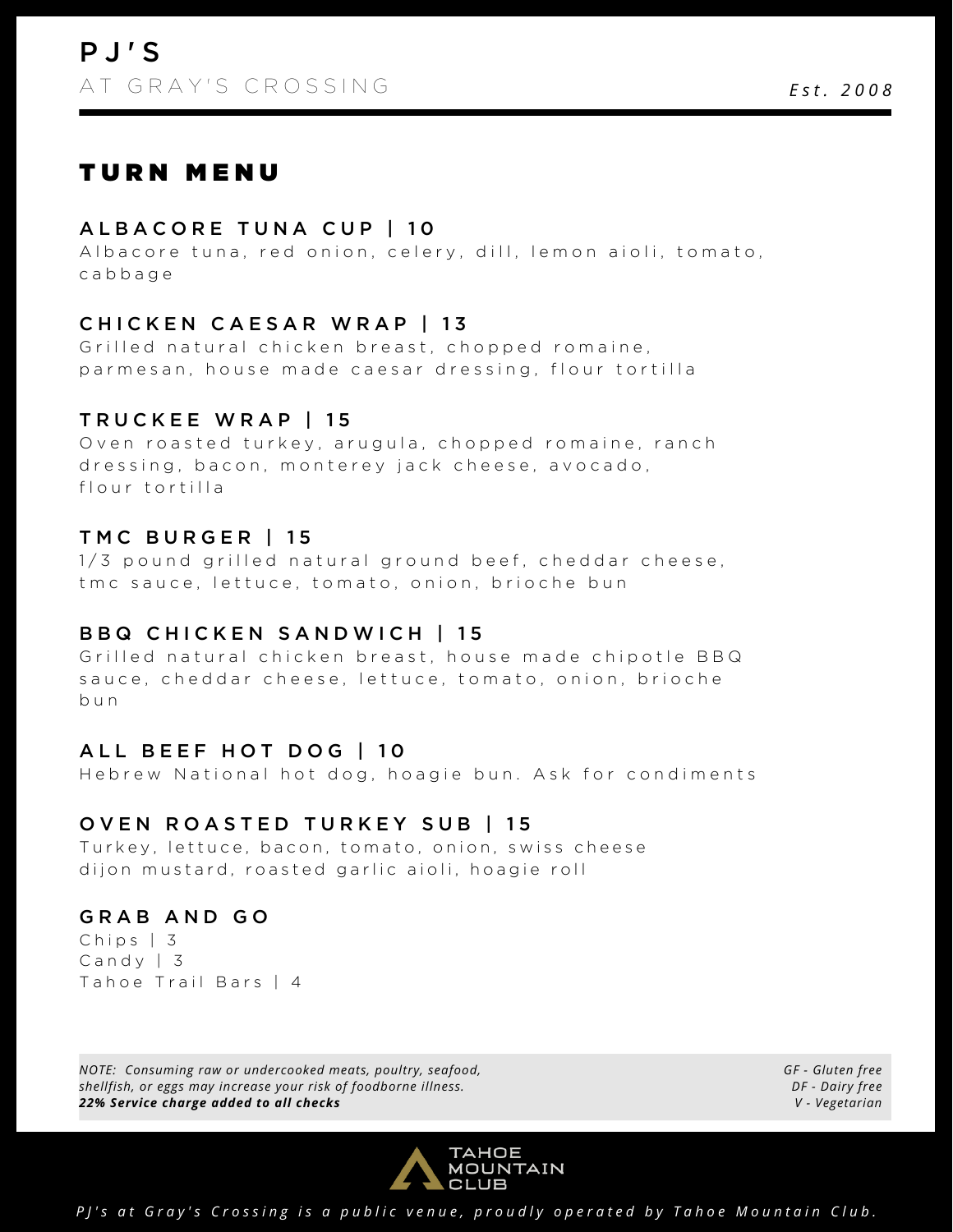# PJ'S

AT GRAY'S CROSSING

*Est. 2008*

## TURN MENU

### ALBACORE TUNA CUP | 10

Albacore tuna, red onion, celery, dill, lemon aioli, tomato, cabbage

### CHICKEN CAESAR WRAP | 13

Grilled natural chicken breast, chopped romaine, parmesan, house made caesar dressing, flour tortilla

### TRUCKEE WRAP | 15

Oven roasted turkey, arugula, chopped romaine, ranch dressing, bacon, monterey jack cheese, avocado, flour tortilla

### TMC BURGER | 15

1/3 pound grilled natural ground beef, cheddar cheese, tmc sauce, lettuce, tomato, onion, brioche bun

### BBQ CHICKEN SANDWICH | 15

Grilled natural chicken breast, house made chipotle BBQ sauce, cheddar cheese, lettuce, tomato, onion, brioche bun

### ALL BEEF HOT DOG | 10

Hebrew National hot dog, hoagie bun. Ask for condiments

### OVEN ROASTED TURKEY SUB | 15

Turkey, lettuce, bacon, tomato, onion, swiss cheese dijon mustard, roasted garlic aioli, hoagie roll

### GRAB AND GO

Chips | 3
Candy | 3
Tahoe Trail Bars | 4

*NOTE: Consuming raw or undercooked meats, poultry, seafood, shellfish, or eggs may increase your risk of foodborne illness.*
***22% Service charge added to all checks***

*GF - Gluten free*
*DF - Dairy free*
*V - Vegetarian*

TAHOE MOUNTAIN CLUB

*PJ's at Gray's Crossing is a public venue, proudly operated by Tahoe Mountain Club.*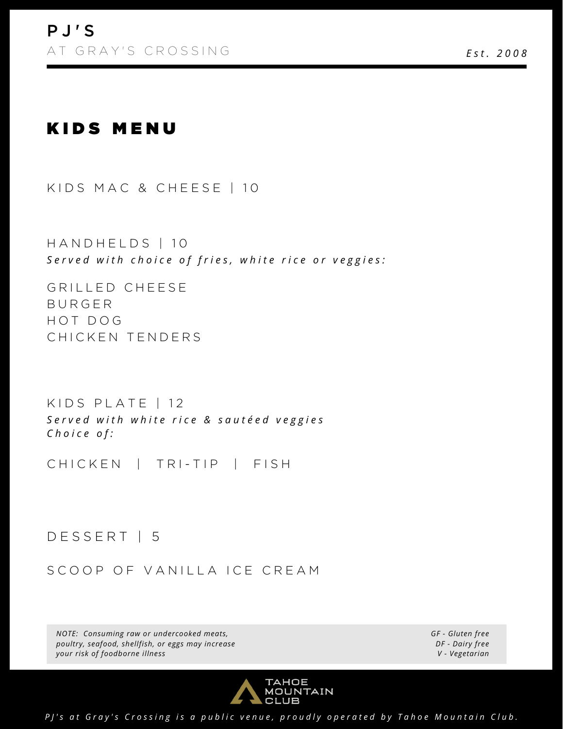# PJ'S

AT GRAY'S CROSSING

*Est. 2008*

## KIDS MENU

KIDS MAC & CHEESE | 10

HANDHELDS | 10

*Served with choice of fries, white rice or veggies:*

GRILLED CHEESE
BURGER
HOT DOG
CHICKEN TENDERS

KIDS PLATE | 12

*Served with white rice & sautéed veggies*
*Choice of:*

CHICKEN | TRI-TIP | FISH

DESSERT | 5

SCOOP OF VANILLA ICE CREAM

*NOTE: Consuming raw or undercooked meats, poultry, seafood, shellfish, or eggs may increase your risk of foodborne illness*

*GF - Gluten free*
*DF - Dairy free*
*V - Vegetarian*

TAHOE MOUNTAIN CLUB

*PJ's at Gray's Crossing is a public venue, proudly operated by Tahoe Mountain Club.*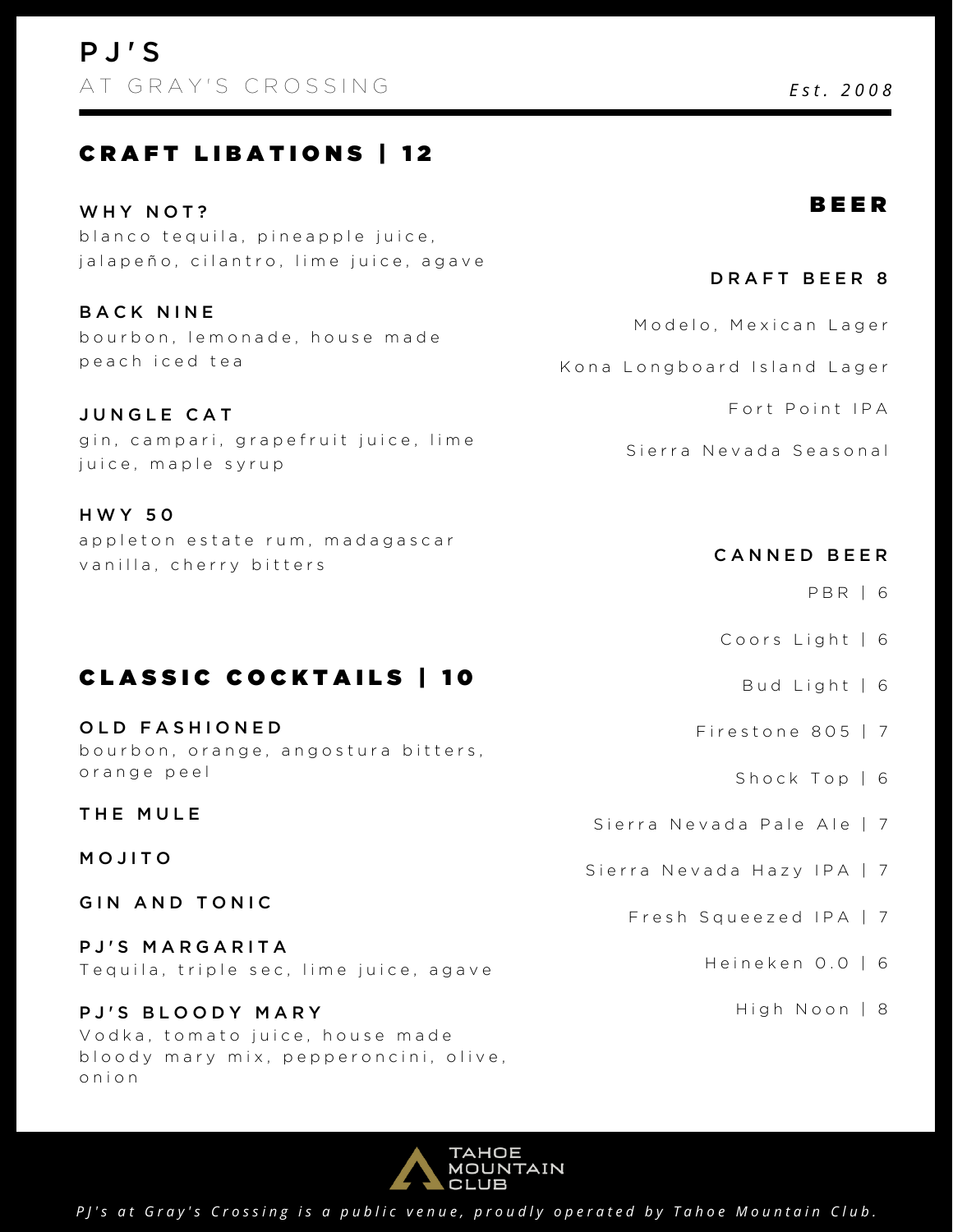# PJ'S

AT GRAY'S CROSSING

*Est. 2008*

## CRAFT LIBATIONS | 12

**WHY NOT?**
blanco tequila, pineapple juice, jalapeño, cilantro, lime juice, agave

**BACK NINE**
bourbon, lemonade, house made peach iced tea

**JUNGLE CAT**
gin, campari, grapefruit juice, lime juice, maple syrup

**HWY 50**
appleton estate rum, madagascar vanilla, cherry bitters

## CLASSIC COCKTAILS | 10

**OLD FASHIONED**
bourbon, orange, angostura bitters, orange peel

**THE MULE**

**MOJITO**

**GIN AND TONIC**

**PJ'S MARGARITA**
Tequila, triple sec, lime juice, agave

**PJ'S BLOODY MARY**
Vodka, tomato juice, house made bloody mary mix, pepperoncini, olive, onion

## BEER

### DRAFT BEER 8

Modelo, Mexican Lager

Kona Longboard Island Lager

Fort Point IPA

Sierra Nevada Seasonal

### CANNED BEER

PBR | 6

Coors Light | 6

Bud Light | 6

Firestone 805 | 7

Shock Top | 6

Sierra Nevada Pale Ale | 7

Sierra Nevada Hazy IPA | 7

Fresh Squeezed IPA | 7

Heineken 0.0 | 6

High Noon | 8

TAHOE MOUNTAIN CLUB

*PJ's at Gray's Crossing is a public venue, proudly operated by Tahoe Mountain Club.*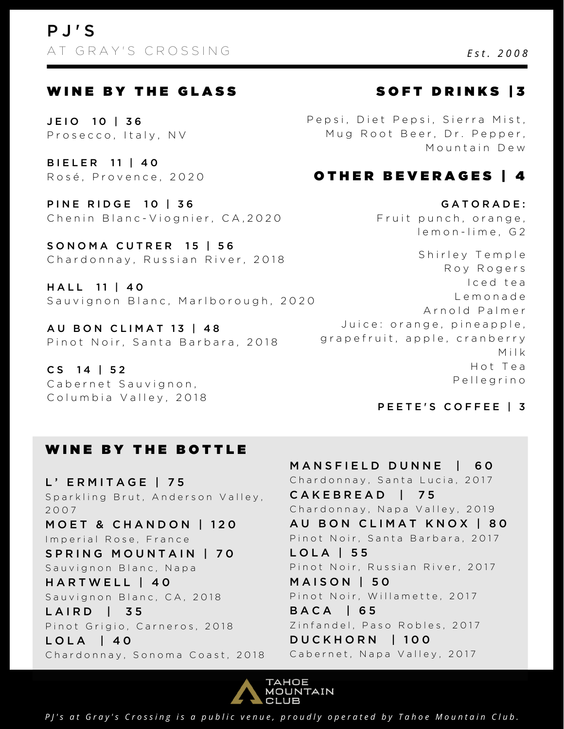# PJ'S

AT GRAY'S CROSSING

*Est. 2008*

## WINE BY THE GLASS

**JEIO 10 | 36**
Prosecco, Italy, NV

**BIELER 11 | 40**
Rosé, Provence, 2020

**PINE RIDGE 10 | 36**
Chenin Blanc-Viognier, CA,2020

**SONOMA CUTRER 15 | 56**
Chardonnay, Russian River, 2018

**HALL 11 | 40**
Sauvignon Blanc, Marlborough, 2020

**AU BON CLIMAT 13 | 48**
Pinot Noir, Santa Barbara, 2018

**CS 14 | 52**
Cabernet Sauvignon, Columbia Valley, 2018

## SOFT DRINKS |3

Pepsi, Diet Pepsi, Sierra Mist, Mug Root Beer, Dr. Pepper, Mountain Dew

## OTHER BEVERAGES | 4

**GATORADE:**
Fruit punch, orange, lemon-lime, G2

Shirley Temple
Roy Rogers
Iced tea
Lemonade
Arnold Palmer
Juice: orange, pineapple, grapefruit, apple, cranberry
Milk
Hot Tea
Pellegrino

**PEETE'S COFFEE | 3**

## WINE BY THE BOTTLE

**L' ERMITAGE | 75**
Sparkling Brut, Anderson Valley, 2007

**MOET & CHANDON | 120**
Imperial Rose, France

**SPRING MOUNTAIN | 70**
Sauvignon Blanc, Napa

**HARTWELL | 40**
Sauvignon Blanc, CA, 2018

**LAIRD | 35**
Pinot Grigio, Carneros, 2018

**LOLA | 40**
Chardonnay, Sonoma Coast, 2018

**MANSFIELD DUNNE | 60**
Chardonnay, Santa Lucia, 2017

**CAKEBREAD | 75**
Chardonnay, Napa Valley, 2019

**AU BON CLIMAT KNOX | 80**
Pinot Noir, Santa Barbara, 2017

**LOLA | 55**
Pinot Noir, Russian River, 2017

**MAISON | 50**
Pinot Noir, Willamette, 2017

**BACA | 65**
Zinfandel, Paso Robles, 2017

**DUCKHORN | 100**
Cabernet, Napa Valley, 2017

TAHOE MOUNTAIN CLUB

*PJ's at Gray's Crossing is a public venue, proudly operated by Tahoe Mountain Club.*